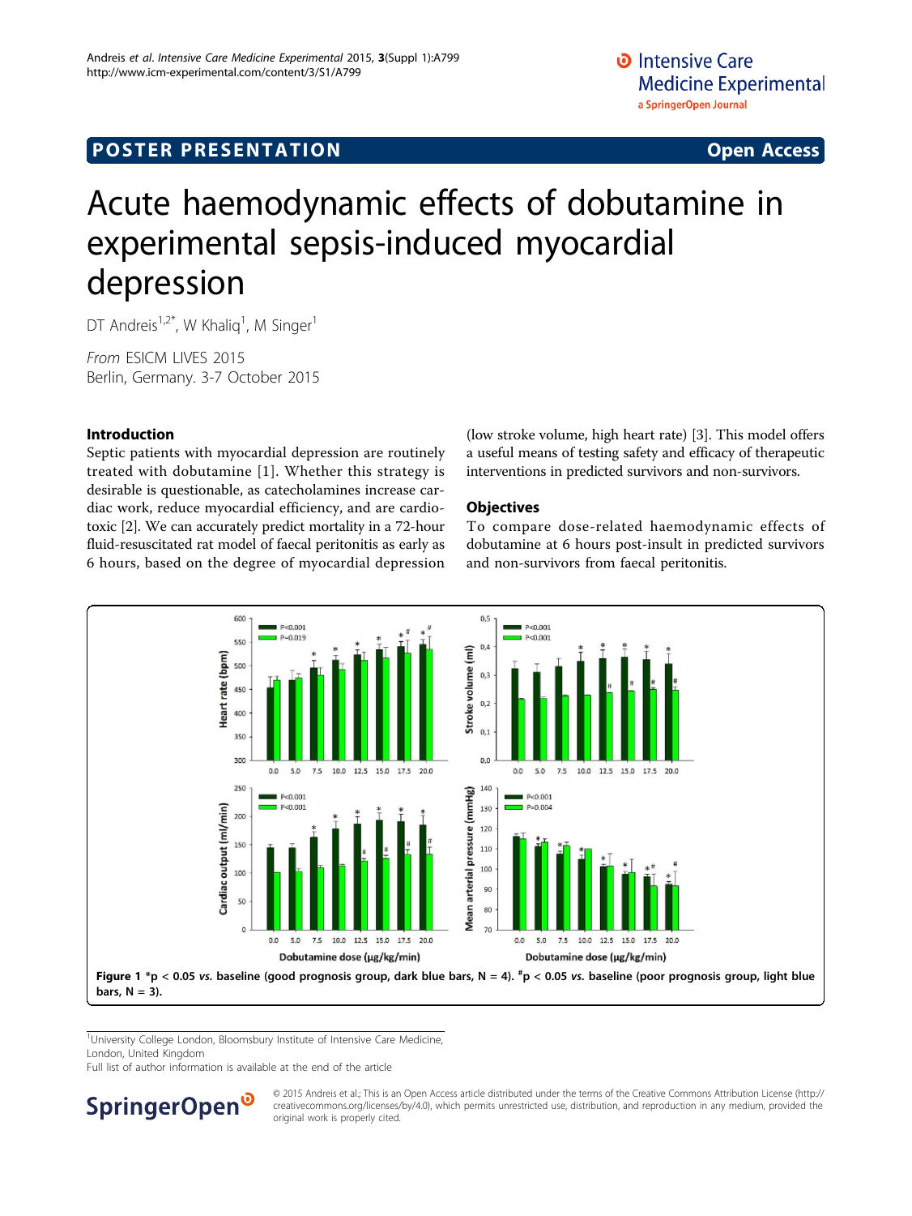POSTER PRESENTATION

Open Access

# Acute haemodynamic effects of dobutamine in experimental sepsis-induced myocardial depression

DT Andreis[1,2*], W Khaliq[1], M Singer[1]

*From* ESICM LIVES 2015
Berlin, Germany. 3-7 October 2015

## Introduction

Septic patients with myocardial depression are routinely treated with dobutamine [1]. Whether this strategy is desirable is questionable, as catecholamines increase cardiac work, reduce myocardial efficiency, and are cardiotoxic [2]. We can accurately predict mortality in a 72-hour fluid-resuscitated rat model of faecal peritonitis as early as 6 hours, based on the degree of myocardial depression (low stroke volume, high heart rate) [3]. This model offers a useful means of testing safety and efficacy of therapeutic interventions in predicted survivors and non-survivors.

## Objectives

To compare dose-related haemodynamic effects of dobutamine at 6 hours post-insult in predicted survivors and non-survivors from faecal peritonitis.

**Figure 1** *p < 0.05 *vs.* baseline (good prognosis group, dark blue bars, N = 4). #p < 0.05 *vs.* baseline (poor prognosis group, light blue bars, N = 3).

[1]University College London, Bloomsbury Institute of Intensive Care Medicine, London, United Kingdom

Full list of author information is available at the end of the article

© 2015 Andreis et al.; This is an Open Access article distributed under the terms of the Creative Commons Attribution License (http://creativecommons.org/licenses/by/4.0), which permits unrestricted use, distribution, and reproduction in any medium, provided the original work is properly cited.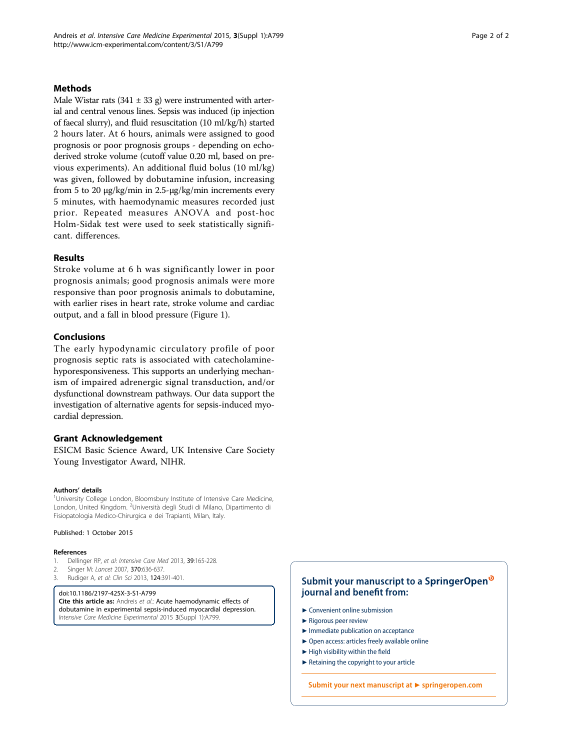## Methods

Male Wistar rats (341 ± 33 g) were instrumented with arterial and central venous lines. Sepsis was induced (ip injection of faecal slurry), and fluid resuscitation (10 ml/kg/h) started 2 hours later. At 6 hours, animals were assigned to good prognosis or poor prognosis groups - depending on echo-derived stroke volume (cutoff value 0.20 ml, based on previous experiments). An additional fluid bolus (10 ml/kg) was given, followed by dobutamine infusion, increasing from 5 to 20 μg/kg/min in 2.5-μg/kg/min increments every 5 minutes, with haemodynamic measures recorded just prior. Repeated measures ANOVA and post-hoc Holm-Sidak test were used to seek statistically significant. differences.

## Results

Stroke volume at 6 h was significantly lower in poor prognosis animals; good prognosis animals were more responsive than poor prognosis animals to dobutamine, with earlier rises in heart rate, stroke volume and cardiac output, and a fall in blood pressure (Figure 1).

## Conclusions

The early hypodynamic circulatory profile of poor prognosis septic rats is associated with catecholamine-hyporesponsiveness. This supports an underlying mechanism of impaired adrenergic signal transduction, and/or dysfunctional downstream pathways. Our data support the investigation of alternative agents for sepsis-induced myocardial depression.

## Grant Acknowledgement

ESICM Basic Science Award, UK Intensive Care Society Young Investigator Award, NIHR.

#### Authors' details

[1]University College London, Bloomsbury Institute of Intensive Care Medicine, London, United Kingdom. [2]Università degli Studi di Milano, Dipartimento di Fisiopatologia Medico-Chirurgica e dei Trapianti, Milan, Italy.

Published: 1 October 2015

#### References

1. Dellinger RP, *et al*: *Intensive Care Med* 2013, **39**:165-228.
2. Singer M: *Lancet* 2007, **370**:636-637.
3. Rudiger A, *et al*: *Clin Sci* 2013, **124**:391-401.

doi:10.1186/2197-425X-3-S1-A799
**Cite this article as:** Andreis *et al.*: Acute haemodynamic effects of dobutamine in experimental sepsis-induced myocardial depression. *Intensive Care Medicine Experimental* 2015 **3**(Suppl 1):A799.

**Submit your manuscript to a SpringerOpen journal and benefit from:**

- ► Convenient online submission
- ► Rigorous peer review
- ► Immediate publication on acceptance
- ► Open access: articles freely available online
- ► High visibility within the field
- ► Retaining the copyright to your article

**Submit your next manuscript at ► springeropen.com**